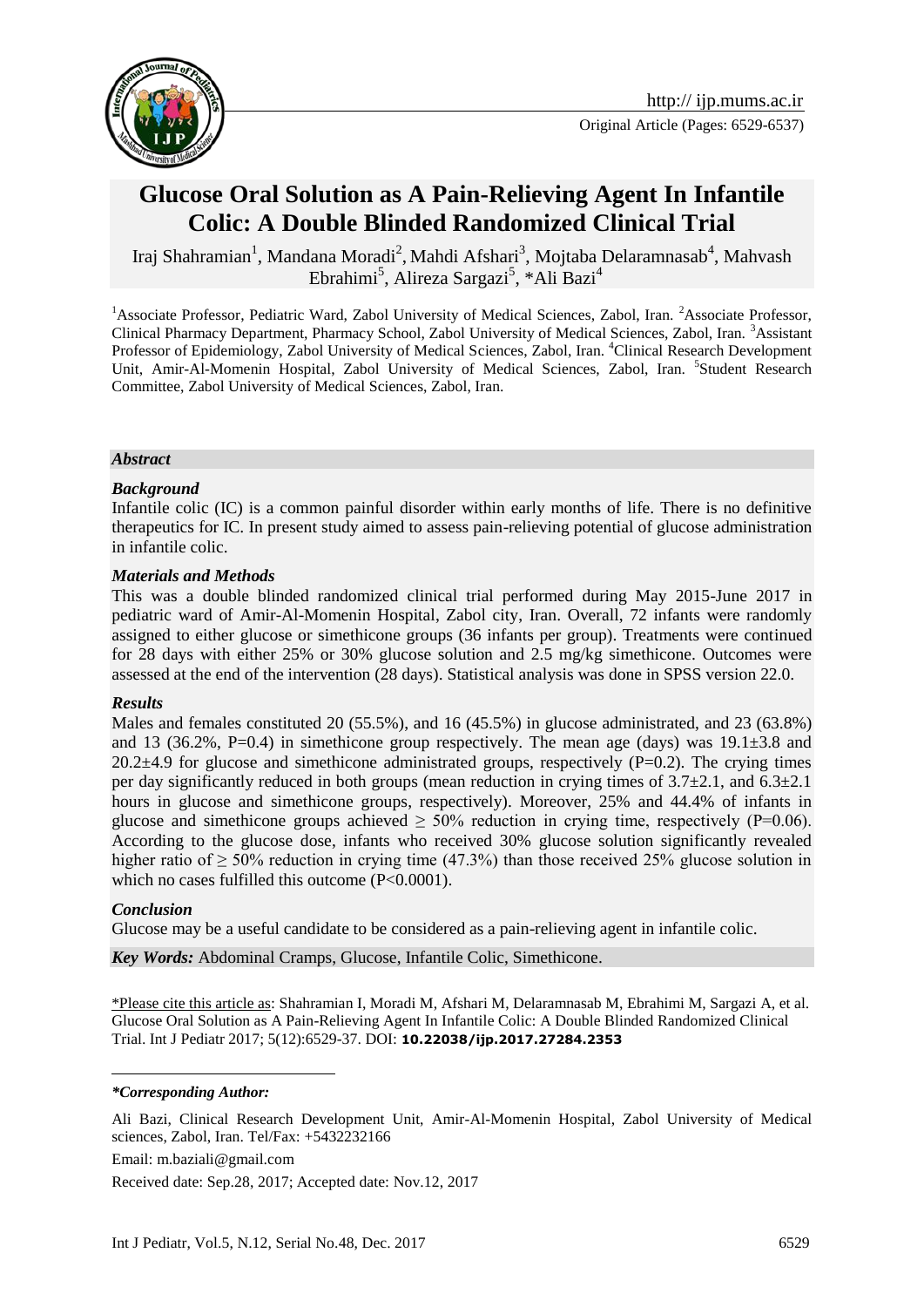Original Article (Pages: 6529-6537)

# Glucose Oral Solution as A Pain-Relieving Agent In Infantile Colic: A Double Blinded Randomized Clinical Trial

Iraj Shahramian[1], Mandana Moradi[2], Mahdi Afshari[3], Mojtaba Delaramnasab[4], Mahvash Ebrahimi[5], Alireza Sargazi[5], *Ali Bazi[4]

[1]Associate Professor, Pediatric Ward, Zabol University of Medical Sciences, Zabol, Iran. [2]Associate Professor, Clinical Pharmacy Department, Pharmacy School, Zabol University of Medical Sciences, Zabol, Iran. [3]Assistant Professor of Epidemiology, Zabol University of Medical Sciences, Zabol, Iran. [4]Clinical Research Development Unit, Amir-Al-Momenin Hospital, Zabol University of Medical Sciences, Zabol, Iran. [5]Student Research Committee, Zabol University of Medical Sciences, Zabol, Iran.

## *Abstract*

### *Background*

Infantile colic (IC) is a common painful disorder within early months of life. There is no definitive therapeutics for IC. In present study aimed to assess pain-relieving potential of glucose administration in infantile colic.

### *Materials and Methods*

This was a double blinded randomized clinical trial performed during May 2015-June 2017 in pediatric ward of Amir-Al-Momenin Hospital, Zabol city, Iran. Overall, 72 infants were randomly assigned to either glucose or simethicone groups (36 infants per group). Treatments were continued for 28 days with either 25% or 30% glucose solution and 2.5 mg/kg simethicone. Outcomes were assessed at the end of the intervention (28 days). Statistical analysis was done in SPSS version 22.0.

### *Results*

Males and females constituted 20 (55.5%), and 16 (45.5%) in glucose administrated, and 23 (63.8%) and 13 (36.2%, P=0.4) in simethicone group respectively. The mean age (days) was 19.1±3.8 and 20.2±4.9 for glucose and simethicone administrated groups, respectively (P=0.2). The crying times per day significantly reduced in both groups (mean reduction in crying times of 3.7±2.1, and 6.3±2.1 hours in glucose and simethicone groups, respectively). Moreover, 25% and 44.4% of infants in glucose and simethicone groups achieved ≥ 50% reduction in crying time, respectively (P=0.06). According to the glucose dose, infants who received 30% glucose solution significantly revealed higher ratio of ≥ 50% reduction in crying time (47.3%) than those received 25% glucose solution in which no cases fulfilled this outcome (P<0.0001).

### *Conclusion*

Glucose may be a useful candidate to be considered as a pain-relieving agent in infantile colic.

***Key Words:*** Abdominal Cramps, Glucose, Infantile Colic, Simethicone.

\*Please cite this article as: Shahramian I, Moradi M, Afshari M, Delaramnasab M, Ebrahimi M, Sargazi A, et al. Glucose Oral Solution as A Pain-Relieving Agent In Infantile Colic: A Double Blinded Randomized Clinical Trial. Int J Pediatr 2017; 5(12):6529-37. DOI: **10.22038/ijp.2017.27284.2353**

***\*Corresponding Author:***

Ali Bazi, Clinical Research Development Unit, Amir-Al-Momenin Hospital, Zabol University of Medical sciences, Zabol, Iran. Tel/Fax: +5432232166

Email: m.baziali@gmail.com

Received date: Sep.28, 2017; Accepted date: Nov.12, 2017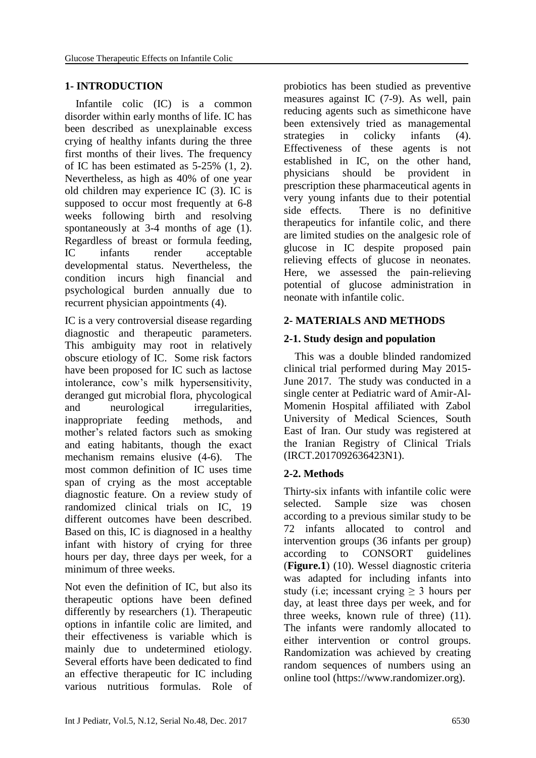## 1- INTRODUCTION

Infantile colic (IC) is a common disorder within early months of life. IC has been described as unexplainable excess crying of healthy infants during the three first months of their lives. The frequency of IC has been estimated as 5-25% (1, 2). Nevertheless, as high as 40% of one year old children may experience IC (3). IC is supposed to occur most frequently at 6-8 weeks following birth and resolving spontaneously at 3-4 months of age (1). Regardless of breast or formula feeding, IC infants render acceptable developmental status. Nevertheless, the condition incurs high financial and psychological burden annually due to recurrent physician appointments (4).

IC is a very controversial disease regarding diagnostic and therapeutic parameters. This ambiguity may root in relatively obscure etiology of IC. Some risk factors have been proposed for IC such as lactose intolerance, cow's milk hypersensitivity, deranged gut microbial flora, phycological and neurological irregularities, inappropriate feeding methods, and mother's related factors such as smoking and eating habitants, though the exact mechanism remains elusive (4-6). The most common definition of IC uses time span of crying as the most acceptable diagnostic feature. On a review study of randomized clinical trials on IC, 19 different outcomes have been described. Based on this, IC is diagnosed in a healthy infant with history of crying for three hours per day, three days per week, for a minimum of three weeks.

Not even the definition of IC, but also its therapeutic options have been defined differently by researchers (1). Therapeutic options in infantile colic are limited, and their effectiveness is variable which is mainly due to undetermined etiology. Several efforts have been dedicated to find an effective therapeutic for IC including various nutritious formulas. Role of probiotics has been studied as preventive measures against IC (7-9). As well, pain reducing agents such as simethicone have been extensively tried as managemental strategies in colicky infants (4). Effectiveness of these agents is not established in IC, on the other hand, physicians should be provident in prescription these pharmaceutical agents in very young infants due to their potential side effects. There is no definitive therapeutics for infantile colic, and there are limited studies on the analgesic role of glucose in IC despite proposed pain relieving effects of glucose in neonates. Here, we assessed the pain-relieving potential of glucose administration in neonate with infantile colic.

## 2- MATERIALS AND METHODS

### 2-1. Study design and population

This was a double blinded randomized clinical trial performed during May 2015-June 2017. The study was conducted in a single center at Pediatric ward of Amir-Al-Momenin Hospital affiliated with Zabol University of Medical Sciences, South East of Iran. Our study was registered at the Iranian Registry of Clinical Trials (IRCT.2017092636423N1).

### 2-2. Methods

Thirty-six infants with infantile colic were selected. Sample size was chosen according to a previous similar study to be 72 infants allocated to control and intervention groups (36 infants per group) according to CONSORT guidelines (**Figure.1**) (10). Wessel diagnostic criteria was adapted for including infants into study (i.e; incessant crying $\geq$ 3 hours per day, at least three days per week, and for three weeks, known rule of three) (11). The infants were randomly allocated to either intervention or control groups. Randomization was achieved by creating random sequences of numbers using an online tool (https://www.randomizer.org).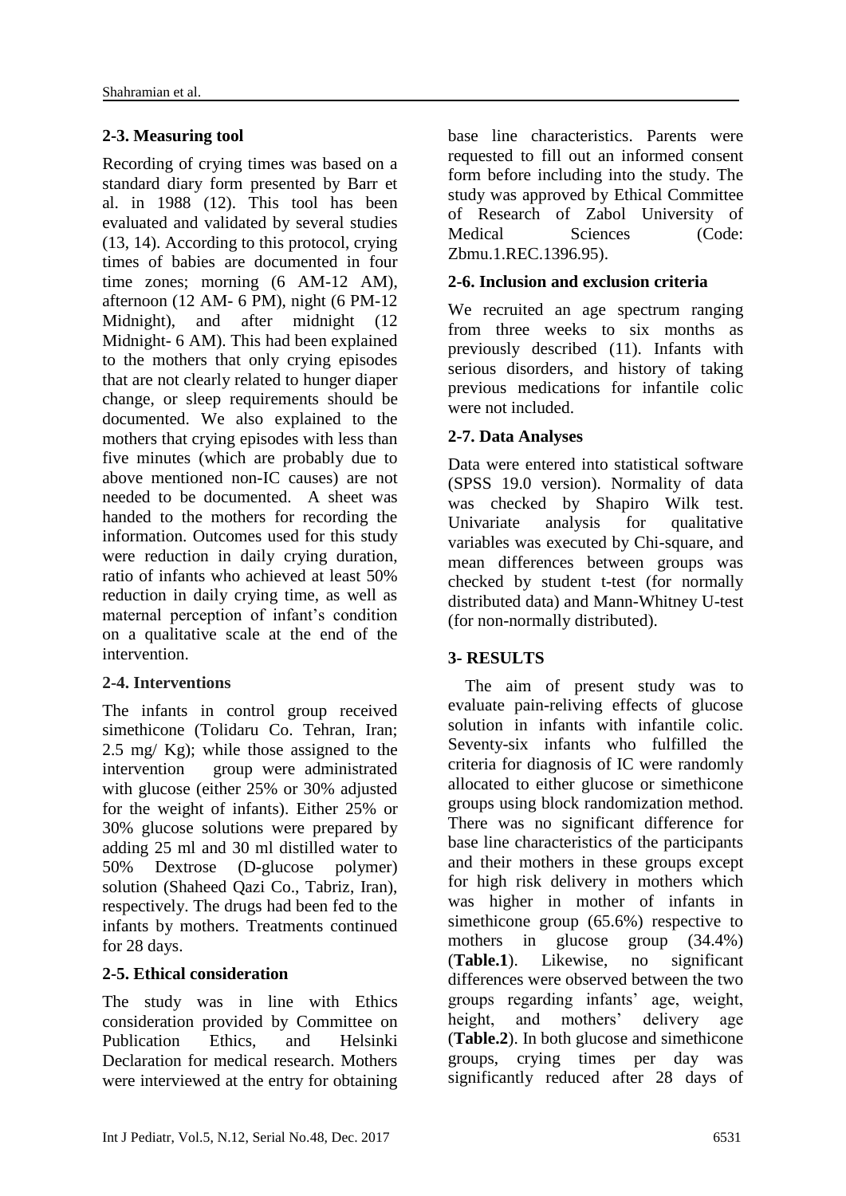### 2-3. Measuring tool

Recording of crying times was based on a standard diary form presented by Barr et al. in 1988 (12). This tool has been evaluated and validated by several studies (13, 14). According to this protocol, crying times of babies are documented in four time zones; morning (6 AM-12 AM), afternoon (12 AM- 6 PM), night (6 PM-12 Midnight), and after midnight (12 Midnight- 6 AM). This had been explained to the mothers that only crying episodes that are not clearly related to hunger diaper change, or sleep requirements should be documented. We also explained to the mothers that crying episodes with less than five minutes (which are probably due to above mentioned non-IC causes) are not needed to be documented. A sheet was handed to the mothers for recording the information. Outcomes used for this study were reduction in daily crying duration, ratio of infants who achieved at least 50% reduction in daily crying time, as well as maternal perception of infant's condition on a qualitative scale at the end of the intervention.

### 2-4. Interventions

The infants in control group received simethicone (Tolidaru Co. Tehran, Iran; 2.5 mg/ Kg); while those assigned to the intervention group were administrated with glucose (either 25% or 30% adjusted for the weight of infants). Either 25% or 30% glucose solutions were prepared by adding 25 ml and 30 ml distilled water to 50% Dextrose (D-glucose polymer) solution (Shaheed Qazi Co., Tabriz, Iran), respectively. The drugs had been fed to the infants by mothers. Treatments continued for 28 days.

### 2-5. Ethical consideration

The study was in line with Ethics consideration provided by Committee on Publication Ethics, and Helsinki Declaration for medical research. Mothers were interviewed at the entry for obtaining base line characteristics. Parents were requested to fill out an informed consent form before including into the study. The study was approved by Ethical Committee of Research of Zabol University of Medical Sciences (Code: Zbmu.1.REC.1396.95).

### 2-6. Inclusion and exclusion criteria

We recruited an age spectrum ranging from three weeks to six months as previously described (11). Infants with serious disorders, and history of taking previous medications for infantile colic were not included.

### 2-7. Data Analyses

Data were entered into statistical software (SPSS 19.0 version). Normality of data was checked by Shapiro Wilk test. Univariate analysis for qualitative variables was executed by Chi-square, and mean differences between groups was checked by student t-test (for normally distributed data) and Mann-Whitney U-test (for non-normally distributed).

## 3- RESULTS

The aim of present study was to evaluate pain-reliving effects of glucose solution in infants with infantile colic. Seventy-six infants who fulfilled the criteria for diagnosis of IC were randomly allocated to either glucose or simethicone groups using block randomization method. There was no significant difference for base line characteristics of the participants and their mothers in these groups except for high risk delivery in mothers which was higher in mother of infants in simethicone group (65.6%) respective to mothers in glucose group (34.4%) (**Table.1**). Likewise, no significant differences were observed between the two groups regarding infants' age, weight, height, and mothers' delivery age (**Table.2**). In both glucose and simethicone groups, crying times per day was significantly reduced after 28 days of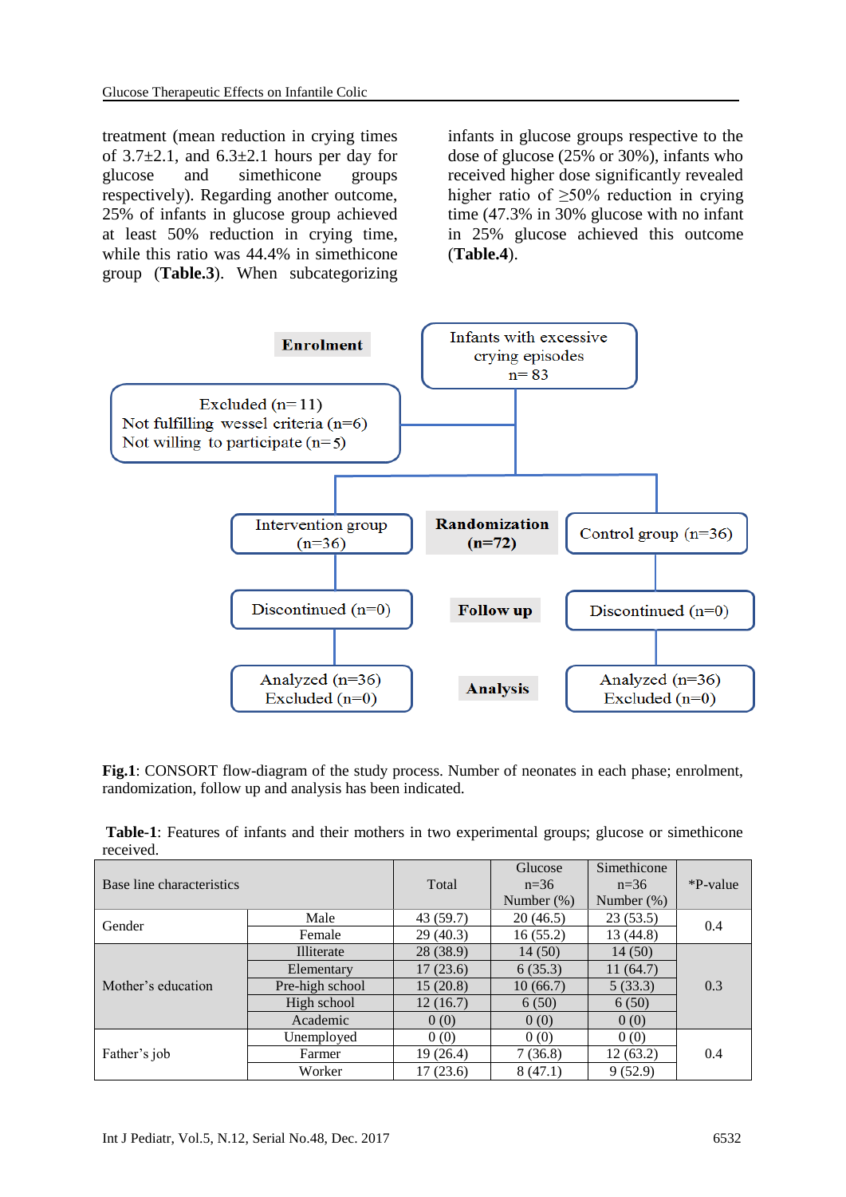treatment (mean reduction in crying times of 3.7±2.1, and 6.3±2.1 hours per day for glucose and simethicone groups respectively). Regarding another outcome, 25% of infants in glucose group achieved at least 50% reduction in crying time, while this ratio was 44.4% in simethicone group (**Table.3**). When subcategorizing infants in glucose groups respective to the dose of glucose (25% or 30%), infants who received higher dose significantly revealed higher ratio of ≥50% reduction in crying time (47.3% in 30% glucose with no infant in 25% glucose achieved this outcome (**Table.4**).

**Enrolment**

Infants with excessive crying episodes
n= 83

Excluded (n= 11)
Not fulfilling wessel criteria (n=6)
Not willing to participate (n=5)

**Randomization (n=72)**

Intervention group (n=36)

Control group (n=36)

**Follow up**

Discontinued (n=0)

Discontinued (n=0)

**Analysis**

Analyzed (n=36)
Excluded (n=0)

Analyzed (n=36)
Excluded (n=0)

**Fig.1**: CONSORT flow-diagram of the study process. Number of neonates in each phase; enrolment, randomization, follow up and analysis has been indicated.

**Table-1**: Features of infants and their mothers in two experimental groups; glucose or simethicone received.

| Base line characteristics | | Total | Glucose n=36 Number (%) | Simethicone n=36 Number (%) | *P-value |
|---|---|---|---|---|---|
| Gender | Male | 43 (59.7) | 20 (46.5) | 23 (53.5) | 0.4 |
| | Female | 29 (40.3) | 16 (55.2) | 13 (44.8) | |
| Mother's education | Illiterate | 28 (38.9) | 14 (50) | 14 (50) | 0.3 |
| | Elementary | 17 (23.6) | 6 (35.3) | 11 (64.7) | |
| | Pre-high school | 15 (20.8) | 10 (66.7) | 5 (33.3) | |
| | High school | 12 (16.7) | 6 (50) | 6 (50) | |
| | Academic | 0 (0) | 0 (0) | 0 (0) | |
| Father's job | Unemployed | 0 (0) | 0 (0) | 0 (0) | 0.4 |
| | Farmer | 19 (26.4) | 7 (36.8) | 12 (63.2) | |
| | Worker | 17 (23.6) | 8 (47.1) | 9 (52.9) | |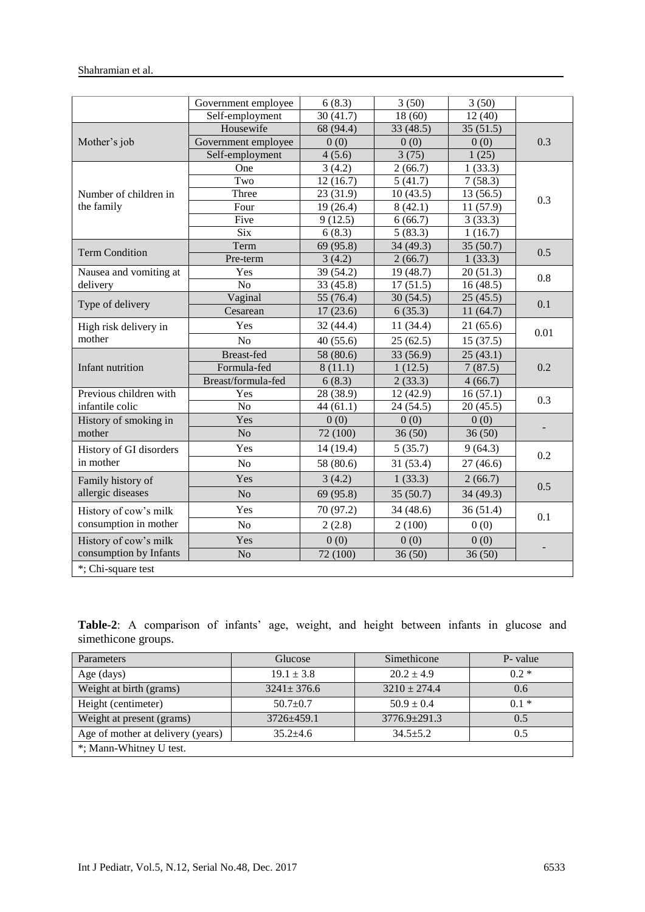|  | Government employee | 6 (8.3) | 3 (50) | 3 (50) |  |
|---|---|---|---|---|---|
|  | Self-employment | 30 (41.7) | 18 (60) | 12 (40) |  |
| Mother's job | Housewife | 68 (94.4) | 33 (48.5) | 35 (51.5) | 0.3 |
|  | Government employee | 0 (0) | 0 (0) | 0 (0) |  |
|  | Self-employment | 4 (5.6) | 3 (75) | 1 (25) |  |
| Number of children in the family | One | 3 (4.2) | 2 (66.7) | 1 (33.3) | 0.3 |
|  | Two | 12 (16.7) | 5 (41.7) | 7 (58.3) |  |
|  | Three | 23 (31.9) | 10 (43.5) | 13 (56.5) |  |
|  | Four | 19 (26.4) | 8 (42.1) | 11 (57.9) |  |
|  | Five | 9 (12.5) | 6 (66.7) | 3 (33.3) |  |
|  | Six | 6 (8.3) | 5 (83.3) | 1 (16.7) |  |
| Term Condition | Term | 69 (95.8) | 34 (49.3) | 35 (50.7) | 0.5 |
|  | Pre-term | 3 (4.2) | 2 (66.7) | 1 (33.3) |  |
| Nausea and vomiting at delivery | Yes | 39 (54.2) | 19 (48.7) | 20 (51.3) | 0.8 |
|  | No | 33 (45.8) | 17 (51.5) | 16 (48.5) |  |
| Type of delivery | Vaginal | 55 (76.4) | 30 (54.5) | 25 (45.5) | 0.1 |
|  | Cesarean | 17 (23.6) | 6 (35.3) | 11 (64.7) |  |
| High risk delivery in mother | Yes | 32 (44.4) | 11 (34.4) | 21 (65.6) | 0.01 |
|  | No | 40 (55.6) | 25 (62.5) | 15 (37.5) |  |
| Infant nutrition | Breast-fed | 58 (80.6) | 33 (56.9) | 25 (43.1) | 0.2 |
|  | Formula-fed | 8 (11.1) | 1 (12.5) | 7 (87.5) |  |
|  | Breast/formula-fed | 6 (8.3) | 2 (33.3) | 4 (66.7) |  |
| Previous children with infantile colic | Yes | 28 (38.9) | 12 (42.9) | 16 (57.1) | 0.3 |
|  | No | 44 (61.1) | 24 (54.5) | 20 (45.5) |  |
| History of smoking in mother | Yes | 0 (0) | 0 (0) | 0 (0) | - |
|  | No | 72 (100) | 36 (50) | 36 (50) |  |
| History of GI disorders in mother | Yes | 14 (19.4) | 5 (35.7) | 9 (64.3) | 0.2 |
|  | No | 58 (80.6) | 31 (53.4) | 27 (46.6) |  |
| Family history of allergic diseases | Yes | 3 (4.2) | 1 (33.3) | 2 (66.7) | 0.5 |
|  | No | 69 (95.8) | 35 (50.7) | 34 (49.3) |  |
| History of cow's milk consumption in mother | Yes | 70 (97.2) | 34 (48.6) | 36 (51.4) | 0.1 |
|  | No | 2 (2.8) | 2 (100) | 0 (0) |  |
| History of cow's milk consumption by Infants | Yes | 0 (0) | 0 (0) | 0 (0) | - |
|  | No | 72 (100) | 36 (50) | 36 (50) |  |
| *; Chi-square test |  |  |  |  |  |

**Table-2**: A comparison of infants' age, weight, and height between infants in glucose and simethicone groups.

| Parameters | Glucose | Simethicone | P- value |
|---|---|---|---|
| Age (days) | 19.1 ± 3.8 | 20.2 ± 4.9 | 0.2 * |
| Weight at birth (grams) | 3241± 376.6 | 3210 ± 274.4 | 0.6 |
| Height (centimeter) | 50.7±0.7 | 50.9 ± 0.4 | 0.1 * |
| Weight at present (grams) | 3726±459.1 | 3776.9±291.3 | 0.5 |
| Age of mother at delivery (years) | 35.2±4.6 | 34.5±5.2 | 0.5 |
| *; Mann-Whitney U test. |  |  |  |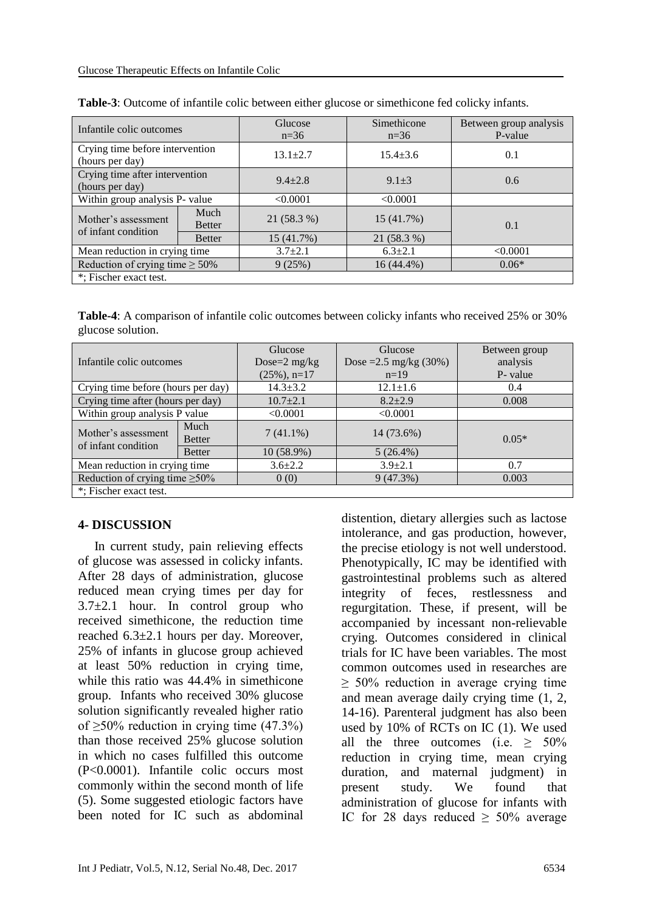**Table-3**: Outcome of infantile colic between either glucose or simethicone fed colicky infants.

| Infantile colic outcomes | | Glucose n=36 | Simethicone n=36 | Between group analysis P-value |
|---|---|---|---|---|
| Crying time before intervention (hours per day) | | 13.1±2.7 | 15.4±3.6 | 0.1 |
| Crying time after intervention (hours per day) | | 9.4±2.8 | 9.1±3 | 0.6 |
| Within group analysis P- value | | <0.0001 | <0.0001 | |
| Mother's assessment of infant condition | Much Better | 21 (58.3 %) | 15 (41.7%) | 0.1 |
| | Better | 15 (41.7%) | 21 (58.3 %) | |
| Mean reduction in crying time | | 3.7±2.1 | 6.3±2.1 | <0.0001 |
| Reduction of crying time ≥ 50% | | 9 (25%) | 16 (44.4%) | 0.06* |

*; Fischer exact test.

**Table-4**: A comparison of infantile colic outcomes between colicky infants who received 25% or 30% glucose solution.

| Infantile colic outcomes | | Glucose Dose=2 mg/kg (25%), n=17 | Glucose Dose =2.5 mg/kg (30%) n=19 | Between group analysis P- value |
|---|---|---|---|---|
| Crying time before (hours per day) | | 14.3±3.2 | 12.1±1.6 | 0.4 |
| Crying time after (hours per day) | | 10.7±2.1 | 8.2±2.9 | 0.008 |
| Within group analysis P value | | <0.0001 | <0.0001 | |
| Mother's assessment of infant condition | Much Better | 7 (41.1%) | 14 (73.6%) | 0.05* |
| | Better | 10 (58.9%) | 5 (26.4%) | |
| Mean reduction in crying time | | 3.6±2.2 | 3.9±2.1 | 0.7 |
| Reduction of crying time ≥50% | | 0 (0) | 9 (47.3%) | 0.003 |

*; Fischer exact test.

## 4- DISCUSSION

In current study, pain relieving effects of glucose was assessed in colicky infants. After 28 days of administration, glucose reduced mean crying times per day for 3.7±2.1 hour. In control group who received simethicone, the reduction time reached 6.3±2.1 hours per day. Moreover, 25% of infants in glucose group achieved at least 50% reduction in crying time, while this ratio was 44.4% in simethicone group. Infants who received 30% glucose solution significantly revealed higher ratio of ≥50% reduction in crying time (47.3%) than those received 25% glucose solution in which no cases fulfilled this outcome (P<0.0001). Infantile colic occurs most commonly within the second month of life (5). Some suggested etiologic factors have been noted for IC such as abdominal distention, dietary allergies such as lactose intolerance, and gas production, however, the precise etiology is not well understood. Phenotypically, IC may be identified with gastrointestinal problems such as altered integrity of feces, restlessness and regurgitation. These, if present, will be accompanied by incessant non-relievable crying. Outcomes considered in clinical trials for IC have been variables. The most common outcomes used in researches are ≥ 50% reduction in average crying time and mean average daily crying time (1, 2, 14-16). Parenteral judgment has also been used by 10% of RCTs on IC (1). We used all the three outcomes (i.e. ≥ 50% reduction in crying time, mean crying duration, and maternal judgment) in present study. We found that administration of glucose for infants with IC for 28 days reduced ≥ 50% average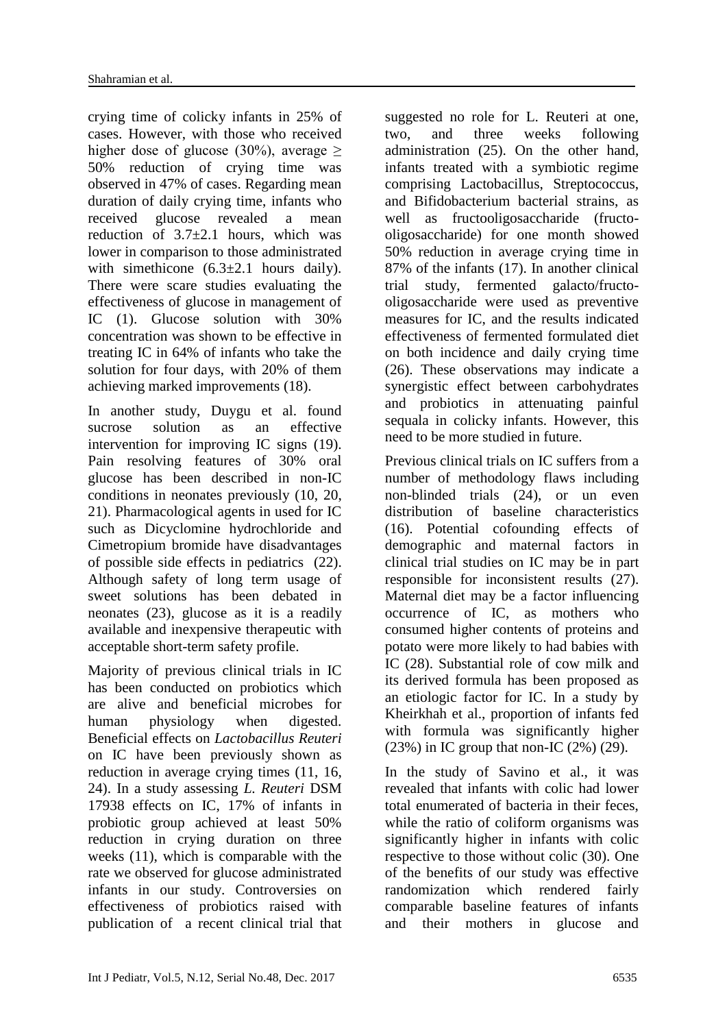crying time of colicky infants in 25% of cases. However, with those who received higher dose of glucose (30%), average ≥ 50% reduction of crying time was observed in 47% of cases. Regarding mean duration of daily crying time, infants who received glucose revealed a mean reduction of 3.7±2.1 hours, which was lower in comparison to those administrated with simethicone (6.3±2.1 hours daily). There were scare studies evaluating the effectiveness of glucose in management of IC (1). Glucose solution with 30% concentration was shown to be effective in treating IC in 64% of infants who take the solution for four days, with 20% of them achieving marked improvements (18).

In another study, Duygu et al. found sucrose solution as an effective intervention for improving IC signs (19). Pain resolving features of 30% oral glucose has been described in non-IC conditions in neonates previously (10, 20, 21). Pharmacological agents in used for IC such as Dicyclomine hydrochloride and Cimetropium bromide have disadvantages of possible side effects in pediatrics (22). Although safety of long term usage of sweet solutions has been debated in neonates (23), glucose as it is a readily available and inexpensive therapeutic with acceptable short-term safety profile.

Majority of previous clinical trials in IC has been conducted on probiotics which are alive and beneficial microbes for human physiology when digested. Beneficial effects on *Lactobacillus Reuteri* on IC have been previously shown as reduction in average crying times (11, 16, 24). In a study assessing *L. Reuteri* DSM 17938 effects on IC, 17% of infants in probiotic group achieved at least 50% reduction in crying duration on three weeks (11), which is comparable with the rate we observed for glucose administrated infants in our study. Controversies on effectiveness of probiotics raised with publication of a recent clinical trial that suggested no role for L. Reuteri at one, two, and three weeks following administration (25). On the other hand, infants treated with a symbiotic regime comprising Lactobacillus, Streptococcus, and Bifidobacterium bacterial strains, as well as fructooligosaccharide (fructo-oligosaccharide) for one month showed 50% reduction in average crying time in 87% of the infants (17). In another clinical trial study, fermented galacto/fructo-oligosaccharide were used as preventive measures for IC, and the results indicated effectiveness of fermented formulated diet on both incidence and daily crying time (26). These observations may indicate a synergistic effect between carbohydrates and probiotics in attenuating painful sequala in colicky infants. However, this need to be more studied in future.

Previous clinical trials on IC suffers from a number of methodology flaws including non-blinded trials (24), or un even distribution of baseline characteristics (16). Potential cofounding effects of demographic and maternal factors in clinical trial studies on IC may be in part responsible for inconsistent results (27). Maternal diet may be a factor influencing occurrence of IC, as mothers who consumed higher contents of proteins and potato were more likely to had babies with IC (28). Substantial role of cow milk and its derived formula has been proposed as an etiologic factor for IC. In a study by Kheirkhah et al., proportion of infants fed with formula was significantly higher (23%) in IC group that non-IC (2%) (29).

In the study of Savino et al., it was revealed that infants with colic had lower total enumerated of bacteria in their feces, while the ratio of coliform organisms was significantly higher in infants with colic respective to those without colic (30). One of the benefits of our study was effective randomization which rendered fairly comparable baseline features of infants and their mothers in glucose and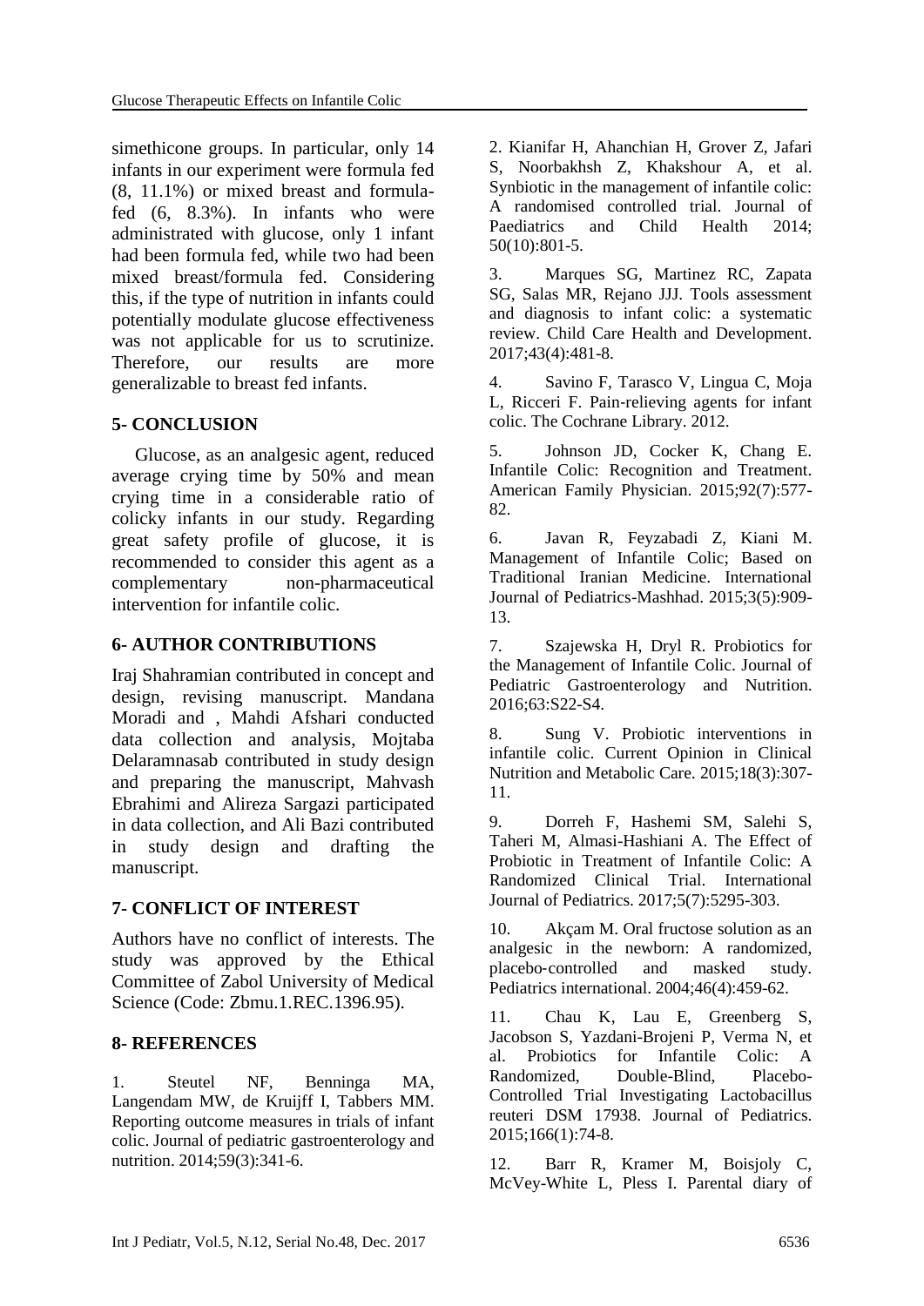simethicone groups. In particular, only 14 infants in our experiment were formula fed (8, 11.1%) or mixed breast and formula-fed (6, 8.3%). In infants who were administrated with glucose, only 1 infant had been formula fed, while two had been mixed breast/formula fed. Considering this, if the type of nutrition in infants could potentially modulate glucose effectiveness was not applicable for us to scrutinize. Therefore, our results are more generalizable to breast fed infants.

## 5- CONCLUSION

Glucose, as an analgesic agent, reduced average crying time by 50% and mean crying time in a considerable ratio of colicky infants in our study. Regarding great safety profile of glucose, it is recommended to consider this agent as a complementary non-pharmaceutical intervention for infantile colic.

## 6- AUTHOR CONTRIBUTIONS

Iraj Shahramian contributed in concept and design, revising manuscript. Mandana Moradi and , Mahdi Afshari conducted data collection and analysis, Mojtaba Delaramnasab contributed in study design and preparing the manuscript, Mahvash Ebrahimi and Alireza Sargazi participated in data collection, and Ali Bazi contributed in study design and drafting the manuscript.

## 7- CONFLICT OF INTEREST

Authors have no conflict of interests. The study was approved by the Ethical Committee of Zabol University of Medical Science (Code: Zbmu.1.REC.1396.95).

## 8- REFERENCES

1. Steutel NF, Benninga MA, Langendam MW, de Kruijff I, Tabbers MM. Reporting outcome measures in trials of infant colic. Journal of pediatric gastroenterology and nutrition. 2014;59(3):341-6.

2. Kianifar H, Ahanchian H, Grover Z, Jafari S, Noorbakhsh Z, Khakshour A, et al. Synbiotic in the management of infantile colic: A randomised controlled trial. Journal of Paediatrics and Child Health 2014; 50(10):801-5.

3. Marques SG, Martinez RC, Zapata SG, Salas MR, Rejano JJJ. Tools assessment and diagnosis to infant colic: a systematic review. Child Care Health and Development. 2017;43(4):481-8.

4. Savino F, Tarasco V, Lingua C, Moja L, Ricceri F. Pain-relieving agents for infant colic. The Cochrane Library. 2012.

5. Johnson JD, Cocker K, Chang E. Infantile Colic: Recognition and Treatment. American Family Physician. 2015;92(7):577-82.

6. Javan R, Feyzabadi Z, Kiani M. Management of Infantile Colic; Based on Traditional Iranian Medicine. International Journal of Pediatrics-Mashhad. 2015;3(5):909-13.

7. Szajewska H, Dryl R. Probiotics for the Management of Infantile Colic. Journal of Pediatric Gastroenterology and Nutrition. 2016;63:S22-S4.

8. Sung V. Probiotic interventions in infantile colic. Current Opinion in Clinical Nutrition and Metabolic Care. 2015;18(3):307-11.

9. Dorreh F, Hashemi SM, Salehi S, Taheri M, Almasi-Hashiani A. The Effect of Probiotic in Treatment of Infantile Colic: A Randomized Clinical Trial. International Journal of Pediatrics. 2017;5(7):5295-303.

10. Akçam M. Oral fructose solution as an analgesic in the newborn: A randomized, placebo-controlled and masked study. Pediatrics international. 2004;46(4):459-62.

11. Chau K, Lau E, Greenberg S, Jacobson S, Yazdani-Brojeni P, Verma N, et al. Probiotics for Infantile Colic: A Randomized, Double-Blind, Placebo-Controlled Trial Investigating Lactobacillus reuteri DSM 17938. Journal of Pediatrics. 2015;166(1):74-8.

12. Barr R, Kramer M, Boisjoly C, McVey-White L, Pless I. Parental diary of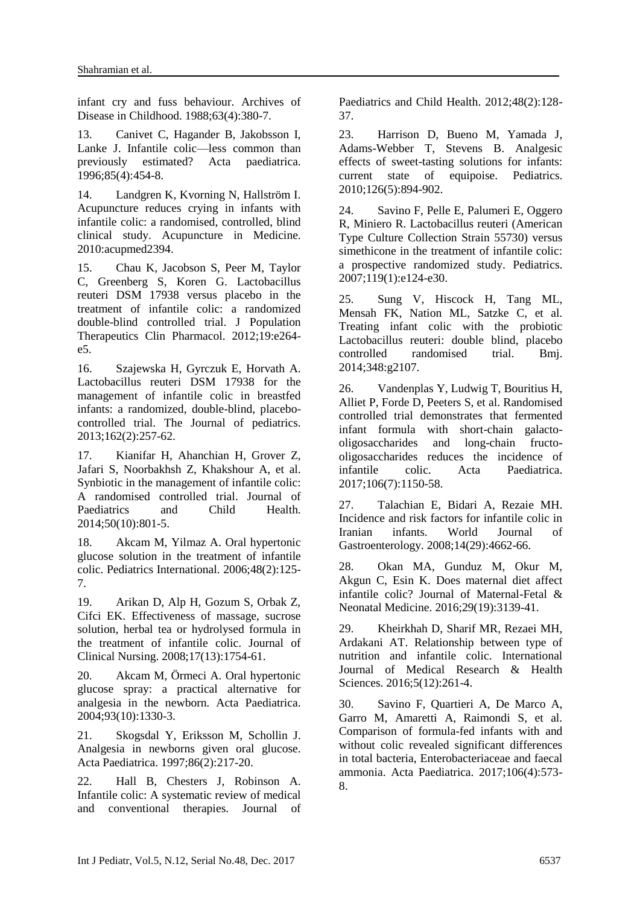infant cry and fuss behaviour. Archives of Disease in Childhood. 1988;63(4):380-7.

13. Canivet C, Hagander B, Jakobsson I, Lanke J. Infantile colic—less common than previously estimated? Acta paediatrica. 1996;85(4):454-8.

14. Landgren K, Kvorning N, Hallström I. Acupuncture reduces crying in infants with infantile colic: a randomised, controlled, blind clinical study. Acupuncture in Medicine. 2010:acupmed2394.

15. Chau K, Jacobson S, Peer M, Taylor C, Greenberg S, Koren G. Lactobacillus reuteri DSM 17938 versus placebo in the treatment of infantile colic: a randomized double-blind controlled trial. J Population Therapeutics Clin Pharmacol. 2012;19:e264-e5.

16. Szajewska H, Gyrczuk E, Horvath A. Lactobacillus reuteri DSM 17938 for the management of infantile colic in breastfed infants: a randomized, double-blind, placebo-controlled trial. The Journal of pediatrics. 2013;162(2):257-62.

17. Kianifar H, Ahanchian H, Grover Z, Jafari S, Noorbakhsh Z, Khakshour A, et al. Synbiotic in the management of infantile colic: A randomised controlled trial. Journal of Paediatrics and Child Health. 2014;50(10):801-5.

18. Akcam M, Yilmaz A. Oral hypertonic glucose solution in the treatment of infantile colic. Pediatrics International. 2006;48(2):125-7.

19. Arikan D, Alp H, Gozum S, Orbak Z, Cifci EK. Effectiveness of massage, sucrose solution, herbal tea or hydrolysed formula in the treatment of infantile colic. Journal of Clinical Nursing. 2008;17(13):1754-61.

20. Akcam M, Örmeci A. Oral hypertonic glucose spray: a practical alternative for analgesia in the newborn. Acta Paediatrica. 2004;93(10):1330-3.

21. Skogsdal Y, Eriksson M, Schollin J. Analgesia in newborns given oral glucose. Acta Paediatrica. 1997;86(2):217-20.

22. Hall B, Chesters J, Robinson A. Infantile colic: A systematic review of medical and conventional therapies. Journal of Paediatrics and Child Health. 2012;48(2):128-37.

23. Harrison D, Bueno M, Yamada J, Adams-Webber T, Stevens B. Analgesic effects of sweet-tasting solutions for infants: current state of equipoise. Pediatrics. 2010;126(5):894-902.

24. Savino F, Pelle E, Palumeri E, Oggero R, Miniero R. Lactobacillus reuteri (American Type Culture Collection Strain 55730) versus simethicone in the treatment of infantile colic: a prospective randomized study. Pediatrics. 2007;119(1):e124-e30.

25. Sung V, Hiscock H, Tang ML, Mensah FK, Nation ML, Satzke C, et al. Treating infant colic with the probiotic Lactobacillus reuteri: double blind, placebo controlled randomised trial. Bmj. 2014;348:g2107.

26. Vandenplas Y, Ludwig T, Bouritius H, Alliet P, Forde D, Peeters S, et al. Randomised controlled trial demonstrates that fermented infant formula with short-chain galacto-oligosaccharides and long-chain fructo-oligosaccharides reduces the incidence of infantile colic. Acta Paediatrica. 2017;106(7):1150-58.

27. Talachian E, Bidari A, Rezaie MH. Incidence and risk factors for infantile colic in Iranian infants. World Journal of Gastroenterology. 2008;14(29):4662-66.

28. Okan MA, Gunduz M, Okur M, Akgun C, Esin K. Does maternal diet affect infantile colic? Journal of Maternal-Fetal & Neonatal Medicine. 2016;29(19):3139-41.

29. Kheirkhah D, Sharif MR, Rezaei MH, Ardakani AT. Relationship between type of nutrition and infantile colic. International Journal of Medical Research & Health Sciences. 2016;5(12):261-4.

30. Savino F, Quartieri A, De Marco A, Garro M, Amaretti A, Raimondi S, et al. Comparison of formula-fed infants with and without colic revealed significant differences in total bacteria, Enterobacteriaceae and faecal ammonia. Acta Paediatrica. 2017;106(4):573-8.